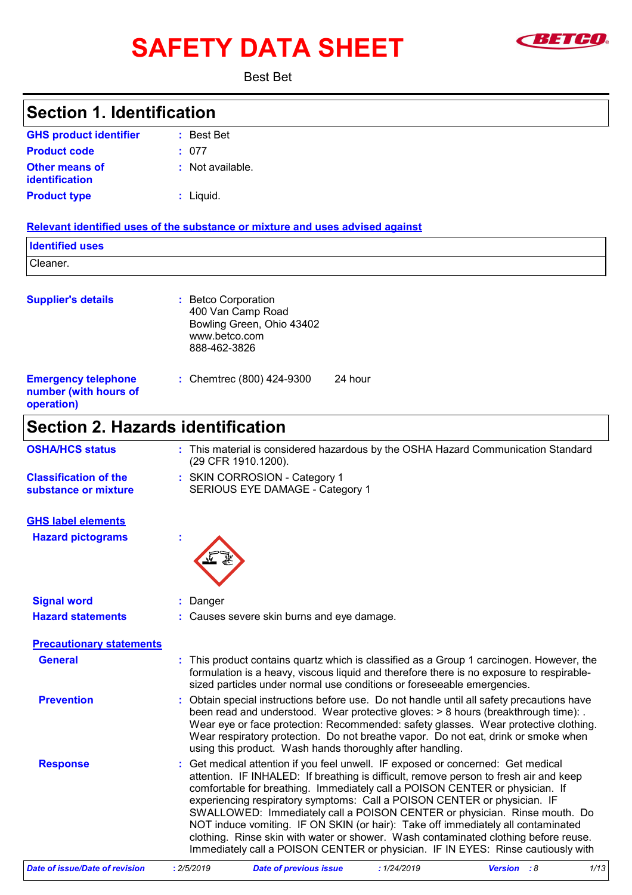# SAFETY DATA SHEET

Best Bet

## Section 1. Identification

**GHS product identifier** : Best Bet

**Product code** : 077

**Other means of identification** : Not available.

**Product type** : Liquid.

**Relevant identified uses of the substance or mixture and uses advised against**

| Identified uses |
| --- |
| Cleaner. |

**Supplier's details** : Betco Corporation
400 Van Camp Road
Bowling Green, Ohio 43402
www.betco.com
888-462-3826

**Emergency telephone number (with hours of operation)** : Chemtrec (800) 424-9300 24 hour

## Section 2. Hazards identification

**OSHA/HCS status** : This material is considered hazardous by the OSHA Hazard Communication Standard (29 CFR 1910.1200).

**Classification of the substance or mixture** : SKIN CORROSION - Category 1
SERIOUS EYE DAMAGE - Category 1

**GHS label elements**

**Hazard pictograms** :

**Signal word** : Danger

**Hazard statements** : Causes severe skin burns and eye damage.

**Precautionary statements**

**General** : This product contains quartz which is classified as a Group 1 carcinogen. However, the formulation is a heavy, viscous liquid and therefore there is no exposure to respirable-sized particles under normal use conditions or foreseeable emergencies.

**Prevention** : Obtain special instructions before use. Do not handle until all safety precautions have been read and understood. Wear protective gloves: > 8 hours (breakthrough time): . Wear eye or face protection: Recommended: safety glasses. Wear protective clothing. Wear respiratory protection. Do not breathe vapor. Do not eat, drink or smoke when using this product. Wash hands thoroughly after handling.

**Response** : Get medical attention if you feel unwell. IF exposed or concerned: Get medical attention. IF INHALED: If breathing is difficult, remove person to fresh air and keep comfortable for breathing. Immediately call a POISON CENTER or physician. If experiencing respiratory symptoms: Call a POISON CENTER or physician. IF SWALLOWED: Immediately call a POISON CENTER or physician. Rinse mouth. Do NOT induce vomiting. IF ON SKIN (or hair): Take off immediately all contaminated clothing. Rinse skin with water or shower. Wash contaminated clothing before reuse. Immediately call a POISON CENTER or physician. IF IN EYES: Rinse cautiously with

*Date of issue/Date of revision* : 2/5/2019 *Date of previous issue* : 1/24/2019 *Version* : 8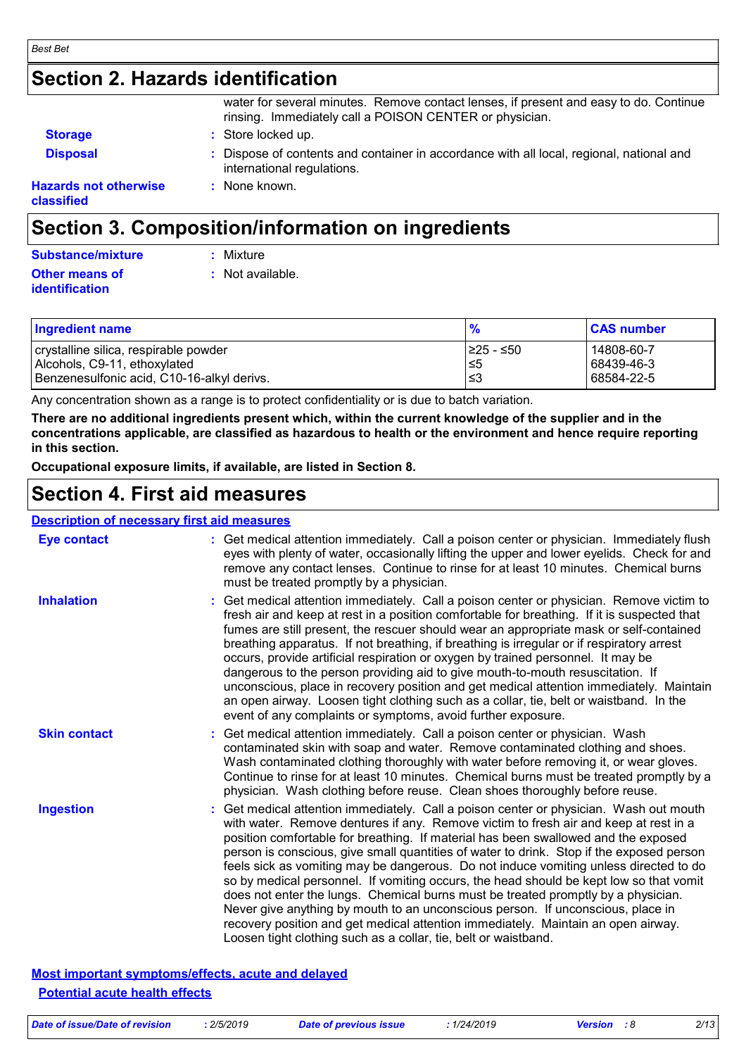# Section 2. Hazards identification

water for several minutes. Remove contact lenses, if present and easy to do. Continue rinsing. Immediately call a POISON CENTER or physician.

**Storage** : Store locked up.

**Disposal** : Dispose of contents and container in accordance with all local, regional, national and international regulations.

**Hazards not otherwise classified** : None known.

# Section 3. Composition/information on ingredients

**Substance/mixture** : Mixture

**Other means of identification** : Not available.

| Ingredient name | % | CAS number |
|---|---|---|
| crystalline silica, respirable powder | ≥25 - ≤50 | 14808-60-7 |
| Alcohols, C9-11, ethoxylated | ≤5 | 68439-46-3 |
| Benzenesulfonic acid, C10-16-alkyl derivs. | ≤3 | 68584-22-5 |

Any concentration shown as a range is to protect confidentiality or is due to batch variation.

**There are no additional ingredients present which, within the current knowledge of the supplier and in the concentrations applicable, are classified as hazardous to health or the environment and hence require reporting in this section.**

**Occupational exposure limits, if available, are listed in Section 8.**

# Section 4. First aid measures

**Description of necessary first aid measures**

**Eye contact** : Get medical attention immediately. Call a poison center or physician. Immediately flush eyes with plenty of water, occasionally lifting the upper and lower eyelids. Check for and remove any contact lenses. Continue to rinse for at least 10 minutes. Chemical burns must be treated promptly by a physician.

**Inhalation** : Get medical attention immediately. Call a poison center or physician. Remove victim to fresh air and keep at rest in a position comfortable for breathing. If it is suspected that fumes are still present, the rescuer should wear an appropriate mask or self-contained breathing apparatus. If not breathing, if breathing is irregular or if respiratory arrest occurs, provide artificial respiration or oxygen by trained personnel. It may be dangerous to the person providing aid to give mouth-to-mouth resuscitation. If unconscious, place in recovery position and get medical attention immediately. Maintain an open airway. Loosen tight clothing such as a collar, tie, belt or waistband. In the event of any complaints or symptoms, avoid further exposure.

**Skin contact** : Get medical attention immediately. Call a poison center or physician. Wash contaminated skin with soap and water. Remove contaminated clothing and shoes. Wash contaminated clothing thoroughly with water before removing it, or wear gloves. Continue to rinse for at least 10 minutes. Chemical burns must be treated promptly by a physician. Wash clothing before reuse. Clean shoes thoroughly before reuse.

**Ingestion** : Get medical attention immediately. Call a poison center or physician. Wash out mouth with water. Remove dentures if any. Remove victim to fresh air and keep at rest in a position comfortable for breathing. If material has been swallowed and the exposed person is conscious, give small quantities of water to drink. Stop if the exposed person feels sick as vomiting may be dangerous. Do not induce vomiting unless directed to do so by medical personnel. If vomiting occurs, the head should be kept low so that vomit does not enter the lungs. Chemical burns must be treated promptly by a physician. Never give anything by mouth to an unconscious person. If unconscious, place in recovery position and get medical attention immediately. Maintain an open airway. Loosen tight clothing such as a collar, tie, belt or waistband.

**Most important symptoms/effects, acute and delayed**

**Potential acute health effects**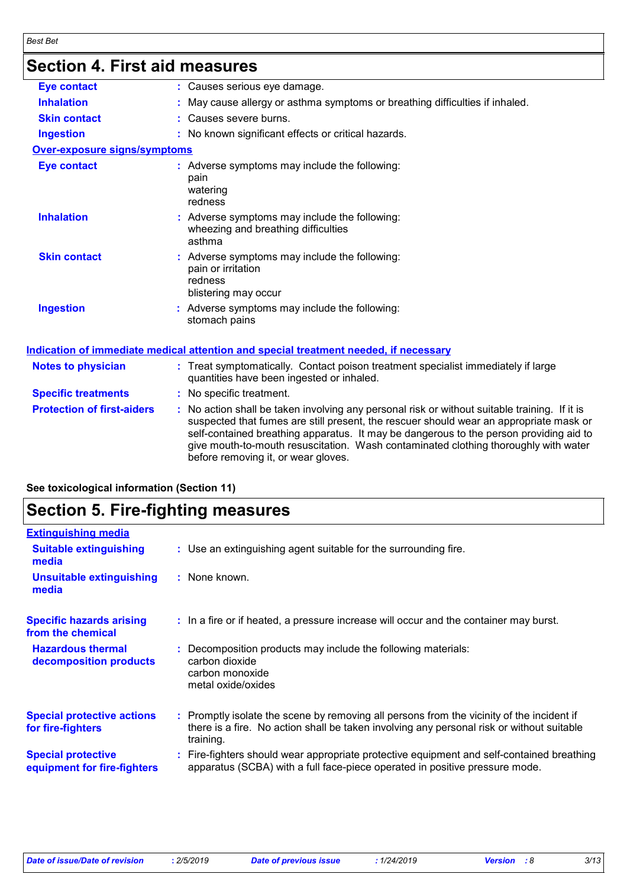## Section 4. First aid measures

| | |
|---|---|
| **Eye contact** | : Causes serious eye damage. |
| **Inhalation** | : May cause allergy or asthma symptoms or breathing difficulties if inhaled. |
| **Skin contact** | : Causes severe burns. |
| **Ingestion** | : No known significant effects or critical hazards. |

**Over-exposure signs/symptoms**

| | |
|---|---|
| **Eye contact** | : Adverse symptoms may include the following:<br>pain<br>watering<br>redness |
| **Inhalation** | : Adverse symptoms may include the following:<br>wheezing and breathing difficulties<br>asthma |
| **Skin contact** | : Adverse symptoms may include the following:<br>pain or irritation<br>redness<br>blistering may occur |
| **Ingestion** | : Adverse symptoms may include the following:<br>stomach pains |

**Indication of immediate medical attention and special treatment needed, if necessary**

| | |
|---|---|
| **Notes to physician** | : Treat symptomatically. Contact poison treatment specialist immediately if large quantities have been ingested or inhaled. |
| **Specific treatments** | : No specific treatment. |
| **Protection of first-aiders** | : No action shall be taken involving any personal risk or without suitable training. If it is suspected that fumes are still present, the rescuer should wear an appropriate mask or self-contained breathing apparatus. It may be dangerous to the person providing aid to give mouth-to-mouth resuscitation. Wash contaminated clothing thoroughly with water before removing it, or wear gloves. |

**See toxicological information (Section 11)**

## Section 5. Fire-fighting measures

**Extinguishing media**

| | |
|---|---|
| **Suitable extinguishing media** | : Use an extinguishing agent suitable for the surrounding fire. |
| **Unsuitable extinguishing media** | : None known. |
| **Specific hazards arising from the chemical** | : In a fire or if heated, a pressure increase will occur and the container may burst. |
| **Hazardous thermal decomposition products** | : Decomposition products may include the following materials:<br>carbon dioxide<br>carbon monoxide<br>metal oxide/oxides |
| **Special protective actions for fire-fighters** | : Promptly isolate the scene by removing all persons from the vicinity of the incident if there is a fire. No action shall be taken involving any personal risk or without suitable training. |
| **Special protective equipment for fire-fighters** | : Fire-fighters should wear appropriate protective equipment and self-contained breathing apparatus (SCBA) with a full face-piece operated in positive pressure mode. |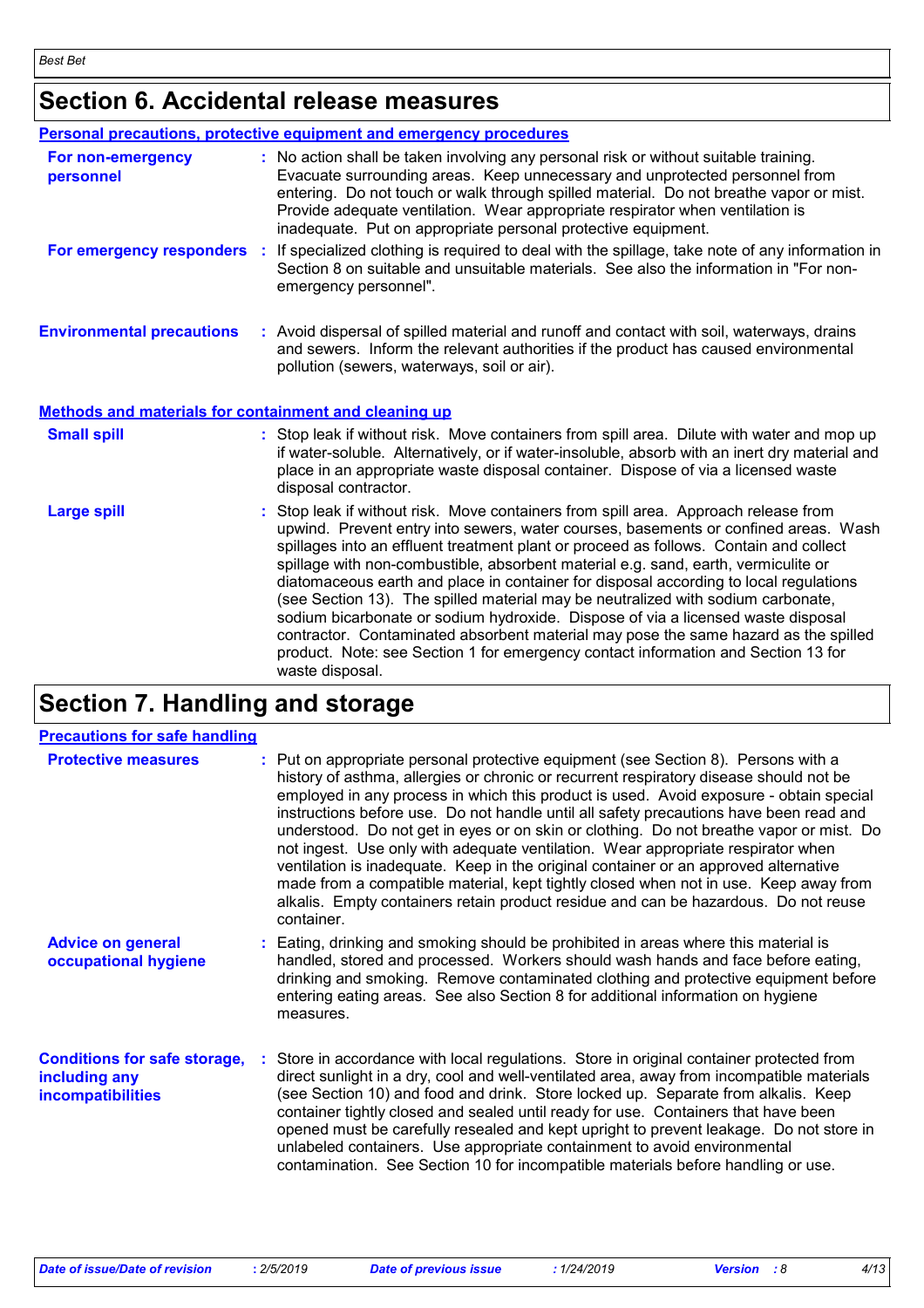## Section 6. Accidental release measures

### Personal precautions, protective equipment and emergency procedures

**For non-emergency personnel** : No action shall be taken involving any personal risk or without suitable training. Evacuate surrounding areas. Keep unnecessary and unprotected personnel from entering. Do not touch or walk through spilled material. Do not breathe vapor or mist. Provide adequate ventilation. Wear appropriate respirator when ventilation is inadequate. Put on appropriate personal protective equipment.

**For emergency responders** : If specialized clothing is required to deal with the spillage, take note of any information in Section 8 on suitable and unsuitable materials. See also the information in "For non-emergency personnel".

**Environmental precautions** : Avoid dispersal of spilled material and runoff and contact with soil, waterways, drains and sewers. Inform the relevant authorities if the product has caused environmental pollution (sewers, waterways, soil or air).

### Methods and materials for containment and cleaning up

**Small spill** : Stop leak if without risk. Move containers from spill area. Dilute with water and mop up if water-soluble. Alternatively, or if water-insoluble, absorb with an inert dry material and place in an appropriate waste disposal container. Dispose of via a licensed waste disposal contractor.

**Large spill** : Stop leak if without risk. Move containers from spill area. Approach release from upwind. Prevent entry into sewers, water courses, basements or confined areas. Wash spillages into an effluent treatment plant or proceed as follows. Contain and collect spillage with non-combustible, absorbent material e.g. sand, earth, vermiculite or diatomaceous earth and place in container for disposal according to local regulations (see Section 13). The spilled material may be neutralized with sodium carbonate, sodium bicarbonate or sodium hydroxide. Dispose of via a licensed waste disposal contractor. Contaminated absorbent material may pose the same hazard as the spilled product. Note: see Section 1 for emergency contact information and Section 13 for waste disposal.

## Section 7. Handling and storage

### Precautions for safe handling

**Protective measures** : Put on appropriate personal protective equipment (see Section 8). Persons with a history of asthma, allergies or chronic or recurrent respiratory disease should not be employed in any process in which this product is used. Avoid exposure - obtain special instructions before use. Do not handle until all safety precautions have been read and understood. Do not get in eyes or on skin or clothing. Do not breathe vapor or mist. Do not ingest. Use only with adequate ventilation. Wear appropriate respirator when ventilation is inadequate. Keep in the original container or an approved alternative made from a compatible material, kept tightly closed when not in use. Keep away from alkalis. Empty containers retain product residue and can be hazardous. Do not reuse container.

**Advice on general occupational hygiene** : Eating, drinking and smoking should be prohibited in areas where this material is handled, stored and processed. Workers should wash hands and face before eating, drinking and smoking. Remove contaminated clothing and protective equipment before entering eating areas. See also Section 8 for additional information on hygiene measures.

**Conditions for safe storage, including any incompatibilities** : Store in accordance with local regulations. Store in original container protected from direct sunlight in a dry, cool and well-ventilated area, away from incompatible materials (see Section 10) and food and drink. Store locked up. Separate from alkalis. Keep container tightly closed and sealed until ready for use. Containers that have been opened must be carefully resealed and kept upright to prevent leakage. Do not store in unlabeled containers. Use appropriate containment to avoid environmental contamination. See Section 10 for incompatible materials before handling or use.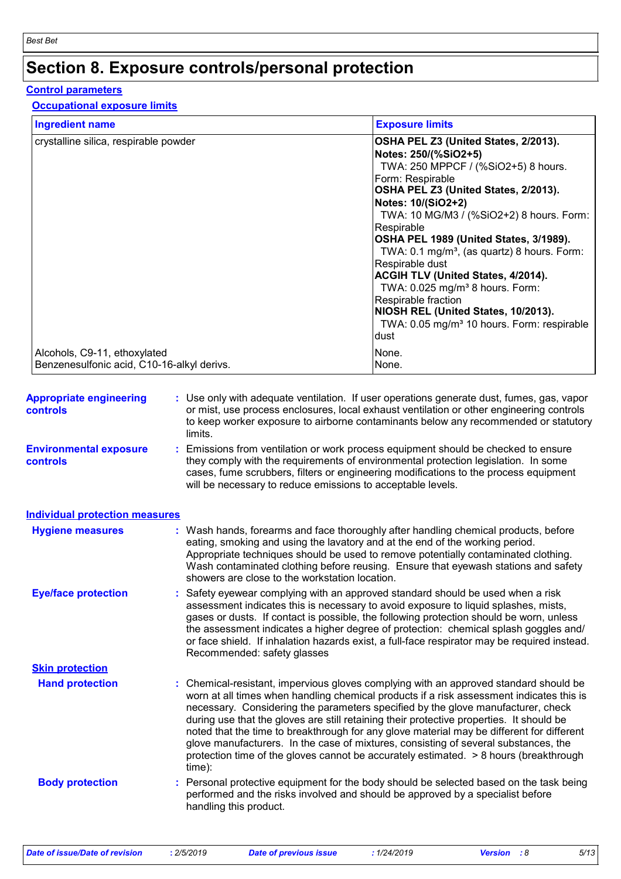# Section 8. Exposure controls/personal protection

## Control parameters

### Occupational exposure limits

| Ingredient name | Exposure limits |
|---|---|
| crystalline silica, respirable powder | **OSHA PEL Z3 (United States, 2/2013). Notes: 250/(%SiO2+5)** TWA: 250 MPPCF / (%SiO2+5) 8 hours. Form: Respirable **OSHA PEL Z3 (United States, 2/2013). Notes: 10/(SiO2+2)** TWA: 10 MG/M3 / (%SiO2+2) 8 hours. Form: Respirable **OSHA PEL 1989 (United States, 3/1989).** TWA: 0.1 mg/m³, (as quartz) 8 hours. Form: Respirable dust **ACGIH TLV (United States, 4/2014).** TWA: 0.025 mg/m³ 8 hours. Form: Respirable fraction **NIOSH REL (United States, 10/2013).** TWA: 0.05 mg/m³ 10 hours. Form: respirable dust |
| Alcohols, C9-11, ethoxylated | None. |
| Benzenesulfonic acid, C10-16-alkyl derivs. | None. |

**Appropriate engineering controls** : Use only with adequate ventilation. If user operations generate dust, fumes, gas, vapor or mist, use process enclosures, local exhaust ventilation or other engineering controls to keep worker exposure to airborne contaminants below any recommended or statutory limits.

**Environmental exposure controls** : Emissions from ventilation or work process equipment should be checked to ensure they comply with the requirements of environmental protection legislation. In some cases, fume scrubbers, filters or engineering modifications to the process equipment will be necessary to reduce emissions to acceptable levels.

## Individual protection measures

**Hygiene measures** : Wash hands, forearms and face thoroughly after handling chemical products, before eating, smoking and using the lavatory and at the end of the working period. Appropriate techniques should be used to remove potentially contaminated clothing. Wash contaminated clothing before reusing. Ensure that eyewash stations and safety showers are close to the workstation location.

**Eye/face protection** : Safety eyewear complying with an approved standard should be used when a risk assessment indicates this is necessary to avoid exposure to liquid splashes, mists, gases or dusts. If contact is possible, the following protection should be worn, unless the assessment indicates a higher degree of protection: chemical splash goggles and/ or face shield. If inhalation hazards exist, a full-face respirator may be required instead. Recommended: safety glasses

### Skin protection

**Hand protection** : Chemical-resistant, impervious gloves complying with an approved standard should be worn at all times when handling chemical products if a risk assessment indicates this is necessary. Considering the parameters specified by the glove manufacturer, check during use that the gloves are still retaining their protective properties. It should be noted that the time to breakthrough for any glove material may be different for different glove manufacturers. In the case of mixtures, consisting of several substances, the protection time of the gloves cannot be accurately estimated. > 8 hours (breakthrough time):

**Body protection** : Personal protective equipment for the body should be selected based on the task being performed and the risks involved and should be approved by a specialist before handling this product.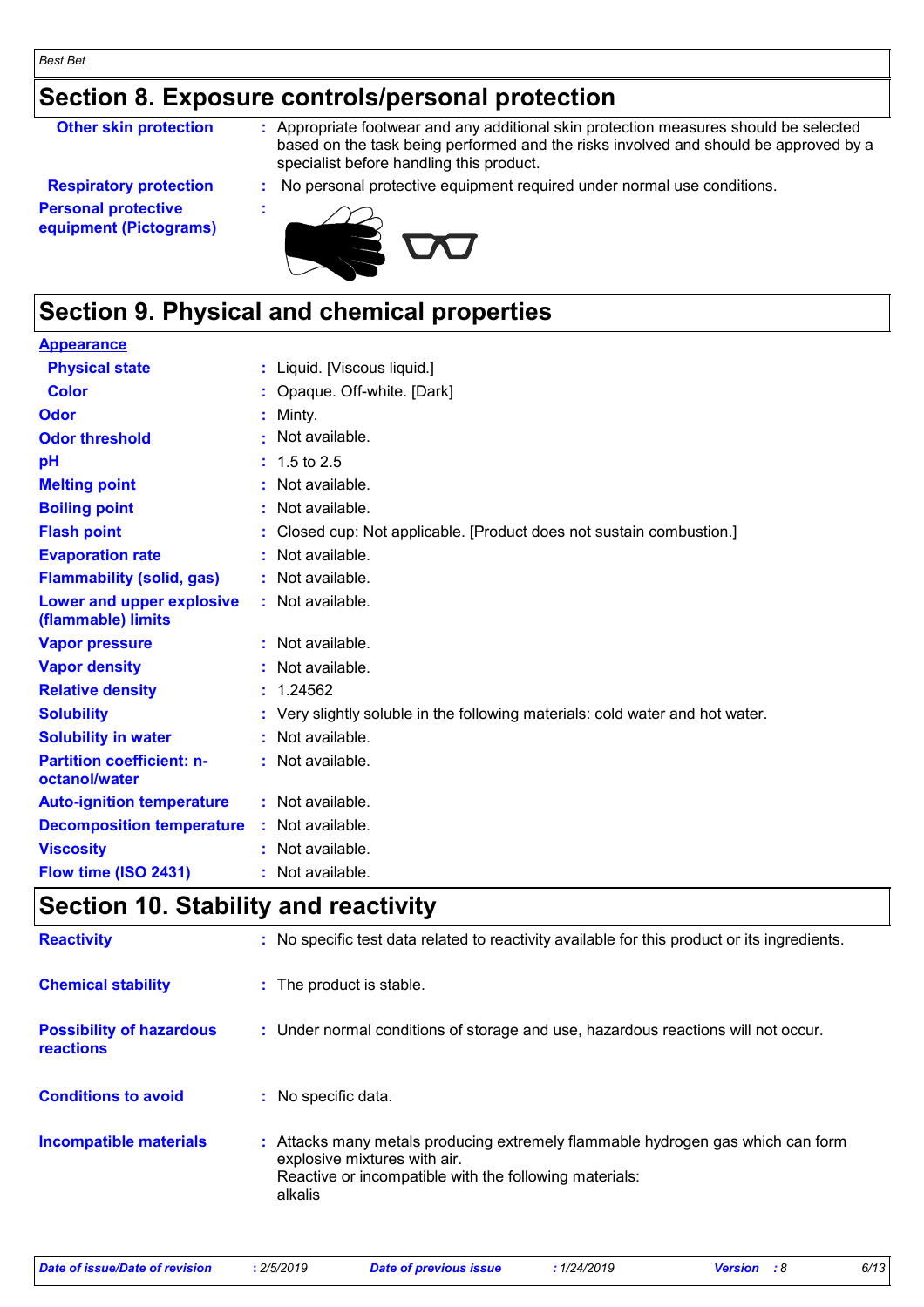## Section 8. Exposure controls/personal protection

| | |
|---|---|
| **Other skin protection** | : Appropriate footwear and any additional skin protection measures should be selected based on the task being performed and the risks involved and should be approved by a specialist before handling this product. |
| **Respiratory protection** | : No personal protective equipment required under normal use conditions. |
| **Personal protective equipment (Pictograms)** | : |

## Section 9. Physical and chemical properties

| | |
|---|---|
| **Appearance** | |
| **Physical state** | : Liquid. [Viscous liquid.] |
| **Color** | : Opaque. Off-white. [Dark] |
| **Odor** | : Minty. |
| **Odor threshold** | : Not available. |
| **pH** | : 1.5 to 2.5 |
| **Melting point** | : Not available. |
| **Boiling point** | : Not available. |
| **Flash point** | : Closed cup: Not applicable. [Product does not sustain combustion.] |
| **Evaporation rate** | : Not available. |
| **Flammability (solid, gas)** | : Not available. |
| **Lower and upper explosive (flammable) limits** | : Not available. |
| **Vapor pressure** | : Not available. |
| **Vapor density** | : Not available. |
| **Relative density** | : 1.24562 |
| **Solubility** | : Very slightly soluble in the following materials: cold water and hot water. |
| **Solubility in water** | : Not available. |
| **Partition coefficient: n-octanol/water** | : Not available. |
| **Auto-ignition temperature** | : Not available. |
| **Decomposition temperature** | : Not available. |
| **Viscosity** | : Not available. |
| **Flow time (ISO 2431)** | : Not available. |

## Section 10. Stability and reactivity

| | |
|---|---|
| **Reactivity** | : No specific test data related to reactivity available for this product or its ingredients. |
| **Chemical stability** | : The product is stable. |
| **Possibility of hazardous reactions** | : Under normal conditions of storage and use, hazardous reactions will not occur. |
| **Conditions to avoid** | : No specific data. |
| **Incompatible materials** | : Attacks many metals producing extremely flammable hydrogen gas which can form explosive mixtures with air. Reactive or incompatible with the following materials: alkalis |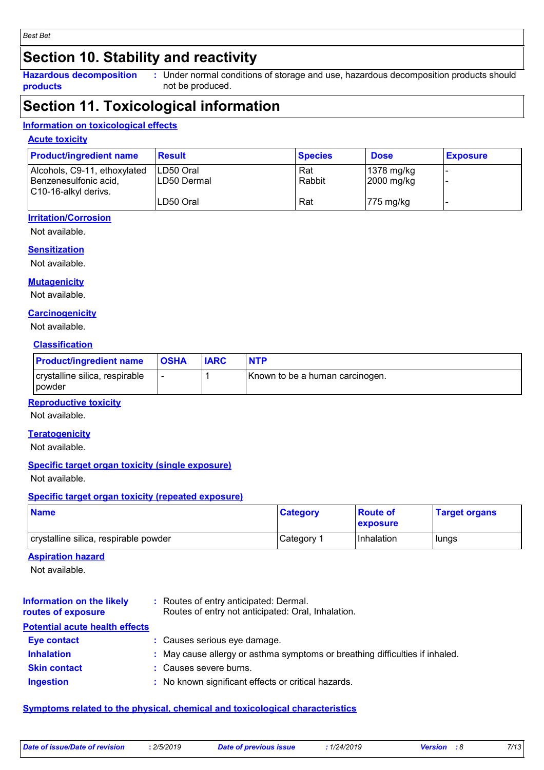## Section 10. Stability and reactivity

**Hazardous decomposition products** : Under normal conditions of storage and use, hazardous decomposition products should not be produced.

## Section 11. Toxicological information

### Information on toxicological effects

#### Acute toxicity

| Product/ingredient name | Result | Species | Dose | Exposure |
|---|---|---|---|---|
| Alcohols, C9-11, ethoxylated | LD50 Oral | Rat | 1378 mg/kg | - |
| | LD50 Dermal | Rabbit | 2000 mg/kg | - |
| Benzenesulfonic acid, C10-16-alkyl derivs. | LD50 Oral | Rat | 775 mg/kg | - |

#### Irritation/Corrosion

Not available.

#### Sensitization

Not available.

#### Mutagenicity

Not available.

#### Carcinogenicity

Not available.

##### Classification

| Product/ingredient name | OSHA | IARC | NTP |
|---|---|---|---|
| crystalline silica, respirable powder | - | 1 | Known to be a human carcinogen. |

#### Reproductive toxicity

Not available.

#### Teratogenicity

Not available.

#### Specific target organ toxicity (single exposure)

Not available.

#### Specific target organ toxicity (repeated exposure)

| Name | Category | Route of exposure | Target organs |
|---|---|---|---|
| crystalline silica, respirable powder | Category 1 | Inhalation | lungs |

#### Aspiration hazard

Not available.

**Information on the likely routes of exposure** : Routes of entry anticipated: Dermal.
Routes of entry not anticipated: Oral, Inhalation.

### Potential acute health effects

**Eye contact** : Causes serious eye damage.

**Inhalation** : May cause allergy or asthma symptoms or breathing difficulties if inhaled.

**Skin contact** : Causes severe burns.

**Ingestion** : No known significant effects or critical hazards.

### Symptoms related to the physical, chemical and toxicological characteristics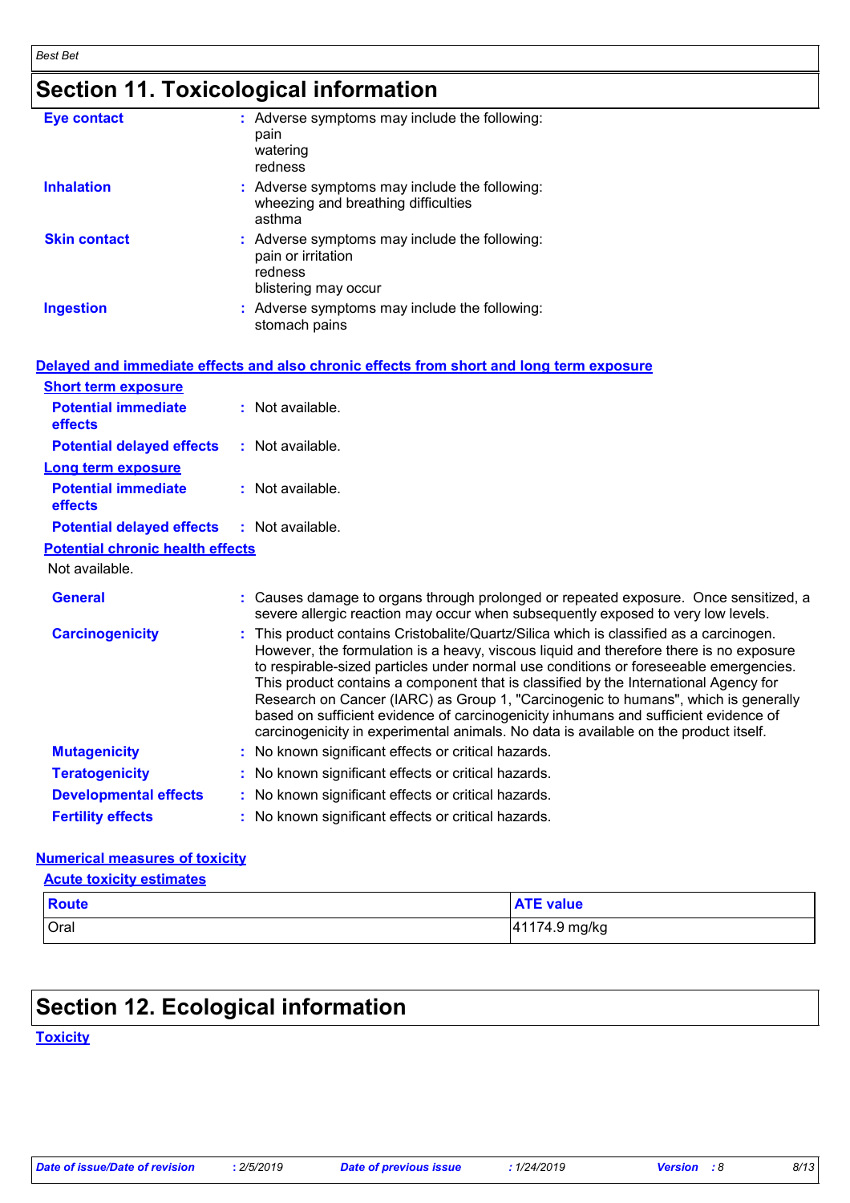# Section 11. Toxicological information

**Eye contact** : Adverse symptoms may include the following:
pain
watering
redness

**Inhalation** : Adverse symptoms may include the following:
wheezing and breathing difficulties
asthma

**Skin contact** : Adverse symptoms may include the following:
pain or irritation
redness
blistering may occur

**Ingestion** : Adverse symptoms may include the following:
stomach pains

## Delayed and immediate effects and also chronic effects from short and long term exposure

### Short term exposure

**Potential immediate effects** : Not available.

**Potential delayed effects** : Not available.

### Long term exposure

**Potential immediate effects** : Not available.

**Potential delayed effects** : Not available.

### Potential chronic health effects

Not available.

**General** : Causes damage to organs through prolonged or repeated exposure. Once sensitized, a severe allergic reaction may occur when subsequently exposed to very low levels.

**Carcinogenicity** : This product contains Cristobalite/Quartz/Silica which is classified as a carcinogen. However, the formulation is a heavy, viscous liquid and therefore there is no exposure to respirable-sized particles under normal use conditions or foreseeable emergencies. This product contains a component that is classified by the International Agency for Research on Cancer (IARC) as Group 1, "Carcinogenic to humans", which is generally based on sufficient evidence of carcinogenicity inhumans and sufficient evidence of carcinogenicity in experimental animals. No data is available on the product itself.

**Mutagenicity** : No known significant effects or critical hazards.

**Teratogenicity** : No known significant effects or critical hazards.

**Developmental effects** : No known significant effects or critical hazards.

**Fertility effects** : No known significant effects or critical hazards.

## Numerical measures of toxicity

### Acute toxicity estimates

| Route | ATE value |
|---|---|
| Oral | 41174.9 mg/kg |

# Section 12. Ecological information

## Toxicity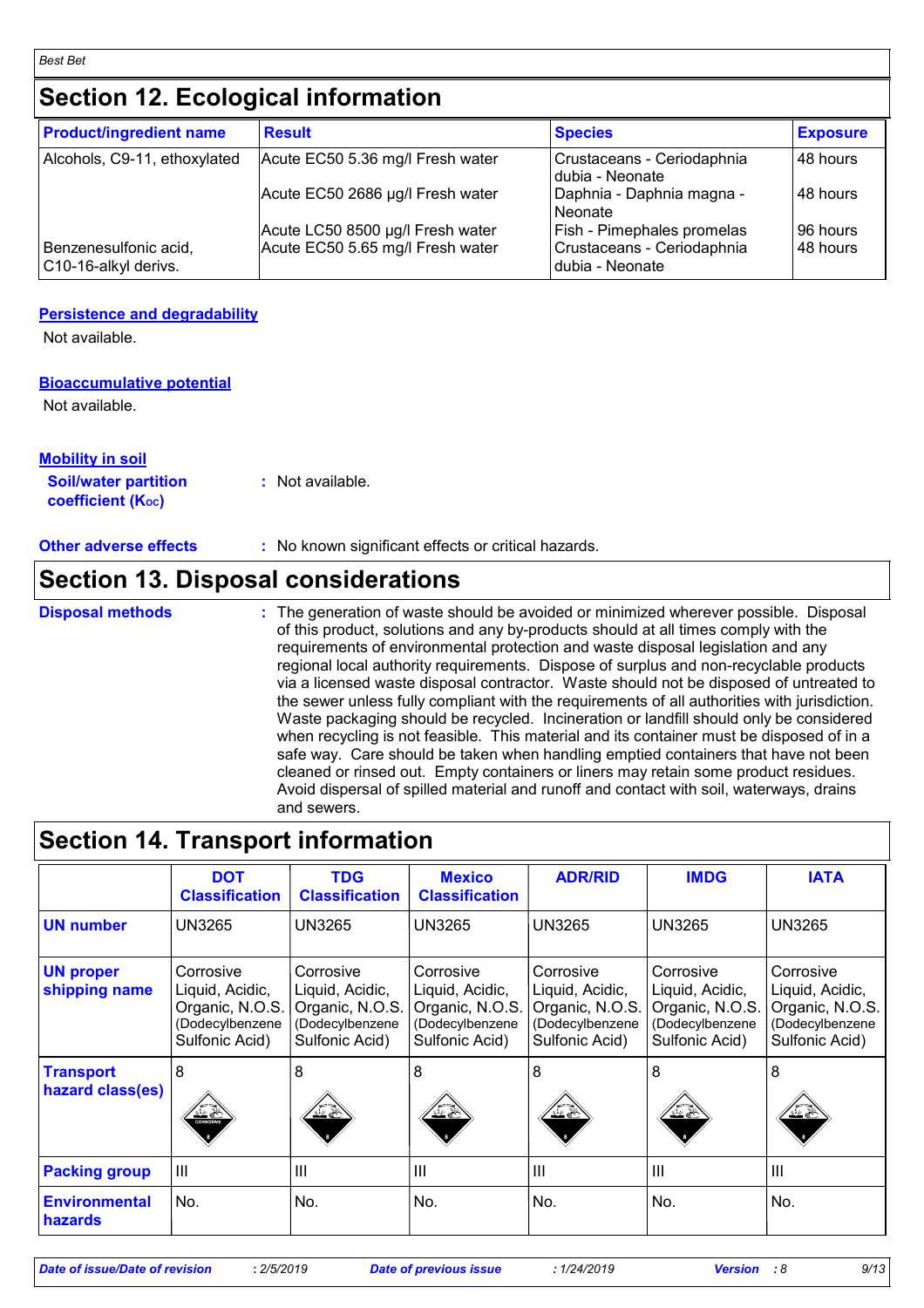## Section 12. Ecological information

| Product/ingredient name | Result | Species | Exposure |
|---|---|---|---|
| Alcohols, C9-11, ethoxylated | Acute EC50 5.36 mg/l Fresh water | Crustaceans - Ceriodaphnia dubia - Neonate | 48 hours |
| | Acute EC50 2686 µg/l Fresh water | Daphnia - Daphnia magna - Neonate | 48 hours |
| | Acute LC50 8500 µg/l Fresh water | Fish - Pimephales promelas | 96 hours |
| Benzenesulfonic acid, C10-16-alkyl derivs. | Acute EC50 5.65 mg/l Fresh water | Crustaceans - Ceriodaphnia dubia - Neonate | 48 hours |

**Persistence and degradability**

Not available.

**Bioaccumulative potential**

Not available.

**Mobility in soil**

**Soil/water partition coefficient ($K_{OC}$)** : Not available.

**Other adverse effects** : No known significant effects or critical hazards.

## Section 13. Disposal considerations

**Disposal methods** : The generation of waste should be avoided or minimized wherever possible. Disposal of this product, solutions and any by-products should at all times comply with the requirements of environmental protection and waste disposal legislation and any regional local authority requirements. Dispose of surplus and non-recyclable products via a licensed waste disposal contractor. Waste should not be disposed of untreated to the sewer unless fully compliant with the requirements of all authorities with jurisdiction. Waste packaging should be recycled. Incineration or landfill should only be considered when recycling is not feasible. This material and its container must be disposed of in a safe way. Care should be taken when handling emptied containers that have not been cleaned or rinsed out. Empty containers or liners may retain some product residues. Avoid dispersal of spilled material and runoff and contact with soil, waterways, drains and sewers.

## Section 14. Transport information

| | DOT Classification | TDG Classification | Mexico Classification | ADR/RID | IMDG | IATA |
|---|---|---|---|---|---|---|
| **UN number** | UN3265 | UN3265 | UN3265 | UN3265 | UN3265 | UN3265 |
| **UN proper shipping name** | Corrosive Liquid, Acidic, Organic, N.O.S. (Dodecylbenzene Sulfonic Acid) | Corrosive Liquid, Acidic, Organic, N.O.S. (Dodecylbenzene Sulfonic Acid) | Corrosive Liquid, Acidic, Organic, N.O.S. (Dodecylbenzene Sulfonic Acid) | Corrosive Liquid, Acidic, Organic, N.O.S. (Dodecylbenzene Sulfonic Acid) | Corrosive Liquid, Acidic, Organic, N.O.S. (Dodecylbenzene Sulfonic Acid) | Corrosive Liquid, Acidic, Organic, N.O.S. (Dodecylbenzene Sulfonic Acid) |
| **Transport hazard class(es)** | 8 | 8 | 8 | 8 | 8 | 8 |
| **Packing group** | III | III | III | III | III | III |
| **Environmental hazards** | No. | No. | No. | No. | No. | No. |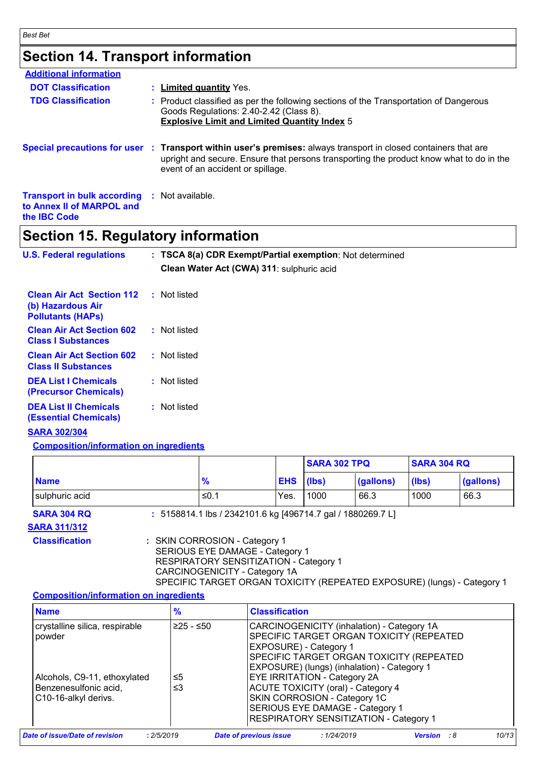## Section 14. Transport information

**Additional information**

| | |
|---|---|
| **DOT Classification** | : **Limited quantity** Yes. |
| **TDG Classification** | : Product classified as per the following sections of the Transportation of Dangerous Goods Regulations: 2.40-2.42 (Class 8). **Explosive Limit and Limited Quantity Index** 5 |

**Special precautions for user** : **Transport within user's premises:** always transport in closed containers that are upright and secure. Ensure that persons transporting the product know what to do in the event of an accident or spillage.

**Transport in bulk according to Annex II of MARPOL and the IBC Code** : Not available.

## Section 15. Regulatory information

**U.S. Federal regulations** : **TSCA 8(a) CDR Exempt/Partial exemption**: Not determined

**Clean Water Act (CWA) 311**: sulphuric acid

| | |
|---|---|
| **Clean Air Act Section 112 (b) Hazardous Air Pollutants (HAPs)** | : Not listed |
| **Clean Air Act Section 602 Class I Substances** | : Not listed |
| **Clean Air Act Section 602 Class II Substances** | : Not listed |
| **DEA List I Chemicals (Precursor Chemicals)** | : Not listed |
| **DEA List II Chemicals (Essential Chemicals)** | : Not listed |

**SARA 302/304**

**Composition/information on ingredients**

| | | | SARA 302 TPQ | | SARA 304 RQ | |
|---|---|---|---|---|---|---|
| **Name** | **%** | **EHS** | **(lbs)** | **(gallons)** | **(lbs)** | **(gallons)** |
| sulphuric acid | ≤0.1 | Yes. | 1000 | 66.3 | 1000 | 66.3 |

**SARA 304 RQ** : 5158814.1 lbs / 2342101.6 kg [496714.7 gal / 1880269.7 L]

**SARA 311/312**

**Classification** : SKIN CORROSION - Category 1
SERIOUS EYE DAMAGE - Category 1
RESPIRATORY SENSITIZATION - Category 1
CARCINOGENICITY - Category 1A
SPECIFIC TARGET ORGAN TOXICITY (REPEATED EXPOSURE) (lungs) - Category 1

**Composition/information on ingredients**

| **Name** | **%** | **Classification** |
|---|---|---|
| crystalline silica, respirable powder | ≥25 - ≤50 | CARCINOGENICITY (inhalation) - Category 1A<br>SPECIFIC TARGET ORGAN TOXICITY (REPEATED EXPOSURE) - Category 1<br>SPECIFIC TARGET ORGAN TOXICITY (REPEATED EXPOSURE) (lungs) (inhalation) - Category 1 |
| Alcohols, C9-11, ethoxylated | ≤5 | EYE IRRITATION - Category 2A |
| Benzenesulfonic acid, C10-16-alkyl derivs. | ≤3 | ACUTE TOXICITY (oral) - Category 4<br>SKIN CORROSION - Category 1C<br>SERIOUS EYE DAMAGE - Category 1<br>RESPIRATORY SENSITIZATION - Category 1 |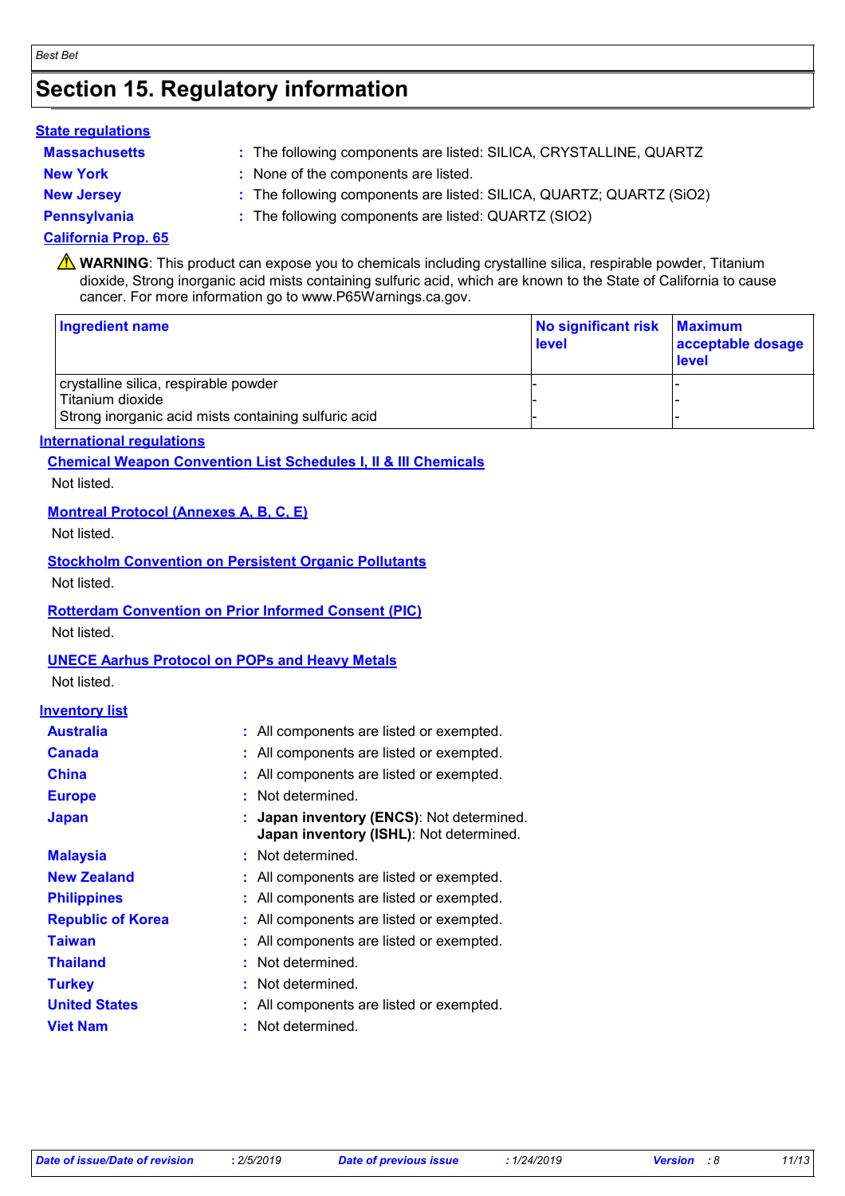# Section 15. Regulatory information

### State regulations

**Massachusetts** : The following components are listed: SILICA, CRYSTALLINE, QUARTZ

**New York** : None of the components are listed.

**New Jersey** : The following components are listed: SILICA, QUARTZ; QUARTZ ($SiO_2$)

**Pennsylvania** : The following components are listed: QUARTZ (SIO2)

### California Prop. 65

⚠ **WARNING**: This product can expose you to chemicals including crystalline silica, respirable powder, Titanium dioxide, Strong inorganic acid mists containing sulfuric acid, which are known to the State of California to cause cancer. For more information go to www.P65Warnings.ca.gov.

| Ingredient name | No significant risk level | Maximum acceptable dosage level |
| --- | --- | --- |
| crystalline silica, respirable powder | - | - |
| Titanium dioxide | - | - |
| Strong inorganic acid mists containing sulfuric acid | - | - |

### International regulations

**Chemical Weapon Convention List Schedules I, II & III Chemicals**

Not listed.

**Montreal Protocol (Annexes A, B, C, E)**

Not listed.

**Stockholm Convention on Persistent Organic Pollutants**

Not listed.

**Rotterdam Convention on Prior Informed Consent (PIC)**

Not listed.

**UNECE Aarhus Protocol on POPs and Heavy Metals**

Not listed.

### Inventory list

**Australia** : All components are listed or exempted.

**Canada** : All components are listed or exempted.

**China** : All components are listed or exempted.

**Europe** : Not determined.

**Japan** : **Japan inventory (ENCS)**: Not determined.
**Japan inventory (ISHL)**: Not determined.

**Malaysia** : Not determined.

**New Zealand** : All components are listed or exempted.

**Philippines** : All components are listed or exempted.

**Republic of Korea** : All components are listed or exempted.

**Taiwan** : All components are listed or exempted.

**Thailand** : Not determined.

**Turkey** : Not determined.

**United States** : All components are listed or exempted.

**Viet Nam** : Not determined.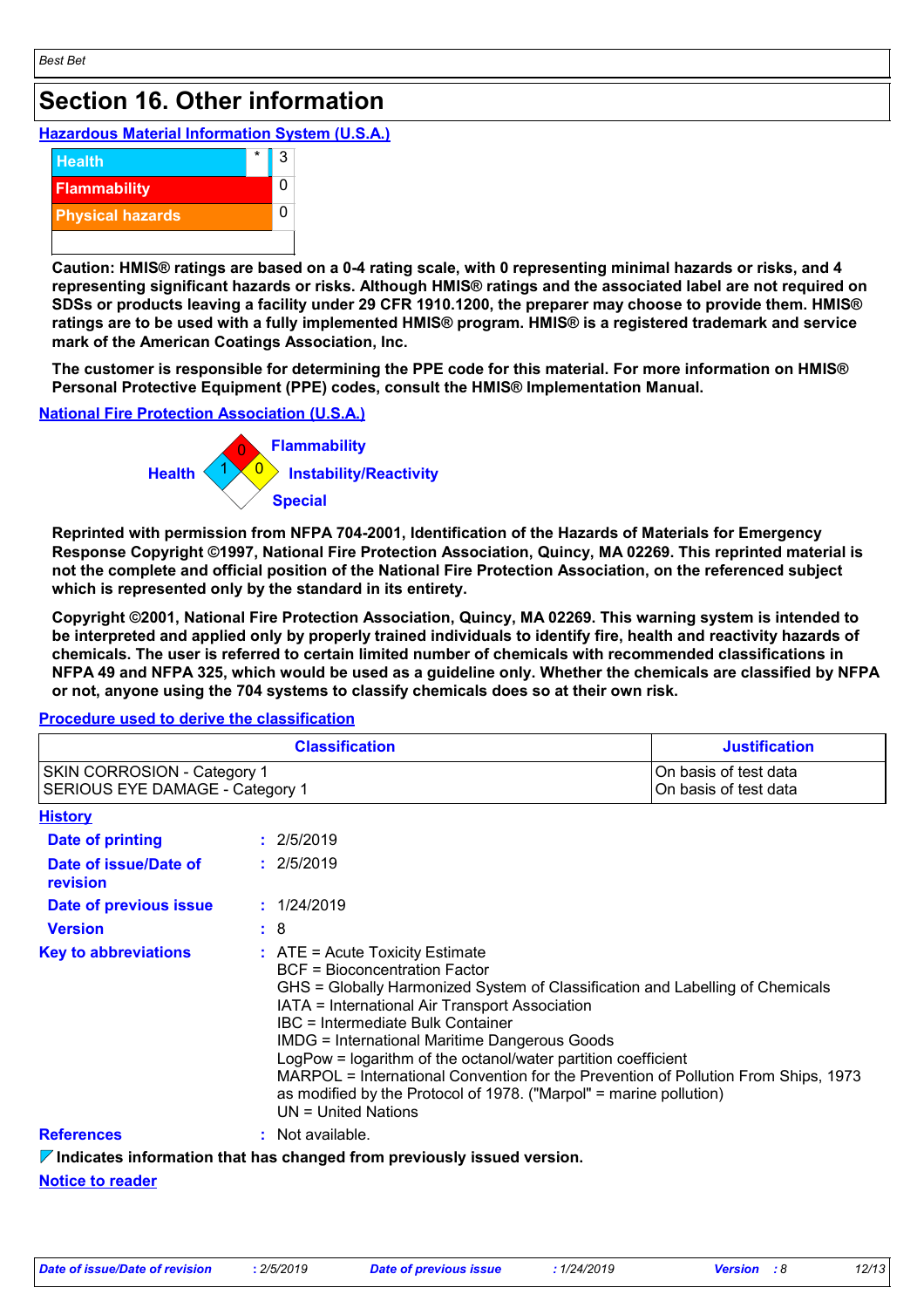Best Bet

# Section 16. Other information

**Hazardous Material Information System (U.S.A.)**

| | | |
|---|---|---|
| Health | * | 3 |
| Flammability | | 0 |
| Physical hazards | | 0 |
| | | |

**Caution: HMIS® ratings are based on a 0-4 rating scale, with 0 representing minimal hazards or risks, and 4 representing significant hazards or risks. Although HMIS® ratings and the associated label are not required on SDSs or products leaving a facility under 29 CFR 1910.1200, the preparer may choose to provide them. HMIS® ratings are to be used with a fully implemented HMIS® program. HMIS® is a registered trademark and service mark of the American Coatings Association, Inc.**

**The customer is responsible for determining the PPE code for this material. For more information on HMIS® Personal Protective Equipment (PPE) codes, consult the HMIS® Implementation Manual.**

**National Fire Protection Association (U.S.A.)**

- Flammability: 0
- Health: 1
- Instability/Reactivity: 0
- Special:

**Reprinted with permission from NFPA 704-2001, Identification of the Hazards of Materials for Emergency Response Copyright ©1997, National Fire Protection Association, Quincy, MA 02269. This reprinted material is not the complete and official position of the National Fire Protection Association, on the referenced subject which is represented only by the standard in its entirety.**

**Copyright ©2001, National Fire Protection Association, Quincy, MA 02269. This warning system is intended to be interpreted and applied only by properly trained individuals to identify fire, health and reactivity hazards of chemicals. The user is referred to certain limited number of chemicals with recommended classifications in NFPA 49 and NFPA 325, which would be used as a guideline only. Whether the chemicals are classified by NFPA or not, anyone using the 704 systems to classify chemicals does so at their own risk.**

**Procedure used to derive the classification**

| Classification | Justification |
|---|---|
| SKIN CORROSION - Category 1 | On basis of test data |
| SERIOUS EYE DAMAGE - Category 1 | On basis of test data |

**History**

**Date of printing** : 2/5/2019

**Date of issue/Date of revision** : 2/5/2019

**Date of previous issue** : 1/24/2019

**Version** : 8

**Key to abbreviations** : ATE = Acute Toxicity Estimate
BCF = Bioconcentration Factor
GHS = Globally Harmonized System of Classification and Labelling of Chemicals
IATA = International Air Transport Association
IBC = Intermediate Bulk Container
IMDG = International Maritime Dangerous Goods
LogPow = logarithm of the octanol/water partition coefficient
MARPOL = International Convention for the Prevention of Pollution From Ships, 1973 as modified by the Protocol of 1978. ("Marpol" = marine pollution)
UN = United Nations

**References** : Not available.

**Indicates information that has changed from previously issued version.**

**Notice to reader**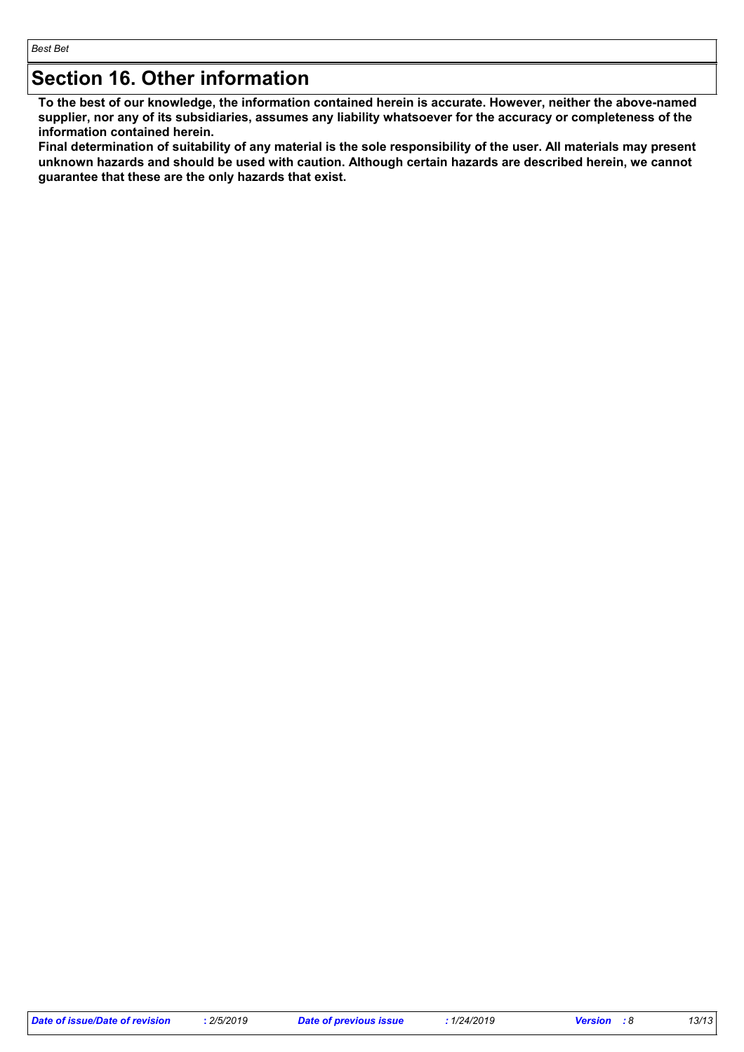## Section 16. Other information

**To the best of our knowledge, the information contained herein is accurate. However, neither the above-named supplier, nor any of its subsidiaries, assumes any liability whatsoever for the accuracy or completeness of the information contained herein.**

**Final determination of suitability of any material is the sole responsibility of the user. All materials may present unknown hazards and should be used with caution. Although certain hazards are described herein, we cannot guarantee that these are the only hazards that exist.**